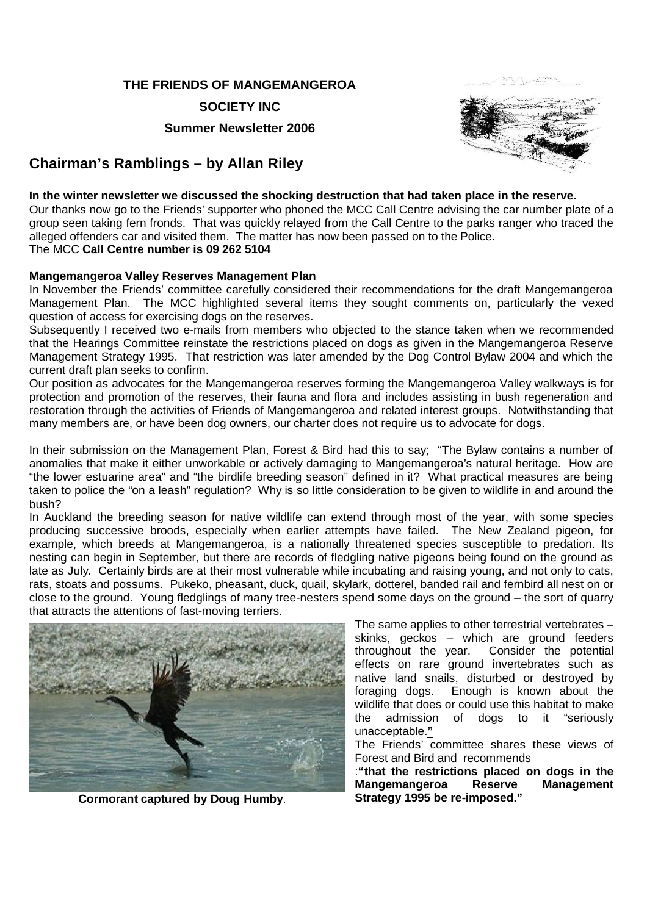**THE FRIENDS OF MANGEMANGEROA**

**SOCIETY INC**

**Summer Newsletter 2006**

## Chairman's Ramblings – by Allan Riley

**In the winter newsletter we discussed the shocking destruction that had taken place in the reserve.**

Our thanks now go to the Friends' supporter who phoned the MCC Call Centre advising the car number plate of a group seen taking fern fronds. That was quickly relayed from the Call Centre to the parks ranger who traced the alleged offenders car and visited them. The matter has now been passed on to the Police.

The MCC **Call Centre number is 09 262 5104**

**Mangemangeroa Valley Reserves Management Plan**

In November the Friends' committee carefully considered their recommendations for the draft Mangemangeroa Management Plan. The MCC highlighted several items they sought comments on, particularly the vexed question of access for exercising dogs on the reserves.

Subsequently I received two e-mails from members who objected to the stance taken when we recommended that the Hearings Committee reinstate the restrictions placed on dogs as given in the Mangemangeroa Reserve Management Strategy 1995. That restriction was later amended by the Dog Control Bylaw 2004 and which the current draft plan seeks to confirm.

Our position as advocates for the Mangemangeroa reserves forming the Mangemangeroa Valley walkways is for protection and promotion of the reserves, their fauna and flora and includes assisting in bush regeneration and restoration through the activities of Friends of Mangemangeroa and related interest groups. Notwithstanding that many members are, or have been dog owners, our charter does not require us to advocate for dogs.

In their submission on the Management Plan, Forest & Bird had this to say; "The Bylaw contains a number of anomalies that make it either unworkable or actively damaging to Mangemangeroa's natural heritage. How are "the lower estuarine area" and "the birdlife breeding season" defined in it? What practical measures are being taken to police the "on a leash" regulation? Why is so little consideration to be given to wildlife in and around the bush?

In Auckland the breeding season for native wildlife can extend through most of the year, with some species producing successive broods, especially when earlier attempts have failed. The New Zealand pigeon, for example, which breeds at Mangemangeroa, is a nationally threatened species susceptible to predation. Its nesting can begin in September, but there are records of fledgling native pigeons being found on the ground as late as July. Certainly birds are at their most vulnerable while incubating and raising young, and not only to cats, rats, stoats and possums. Pukeko, pheasant, duck, quail, skylark, dotterel, banded rail and fernbird all nest on or close to the ground. Young fledglings of many tree-nesters spend some days on the ground – the sort of quarry that attracts the attentions of fast-moving terriers.

**Cormorant captured by Doug Humby**.

The same applies to other terrestrial vertebrates – skinks, geckos – which are ground feeders throughout the year. Consider the potential effects on rare ground invertebrates such as native land snails, disturbed or destroyed by foraging dogs. Enough is known about the wildlife that does or could use this habitat to make the admission of dogs to it "seriously unacceptable."

The Friends' committee shares these views of Forest and Bird and recommends

:**"that the restrictions placed on dogs in the Mangemangeroa Reserve Management Strategy 1995 be re-imposed."**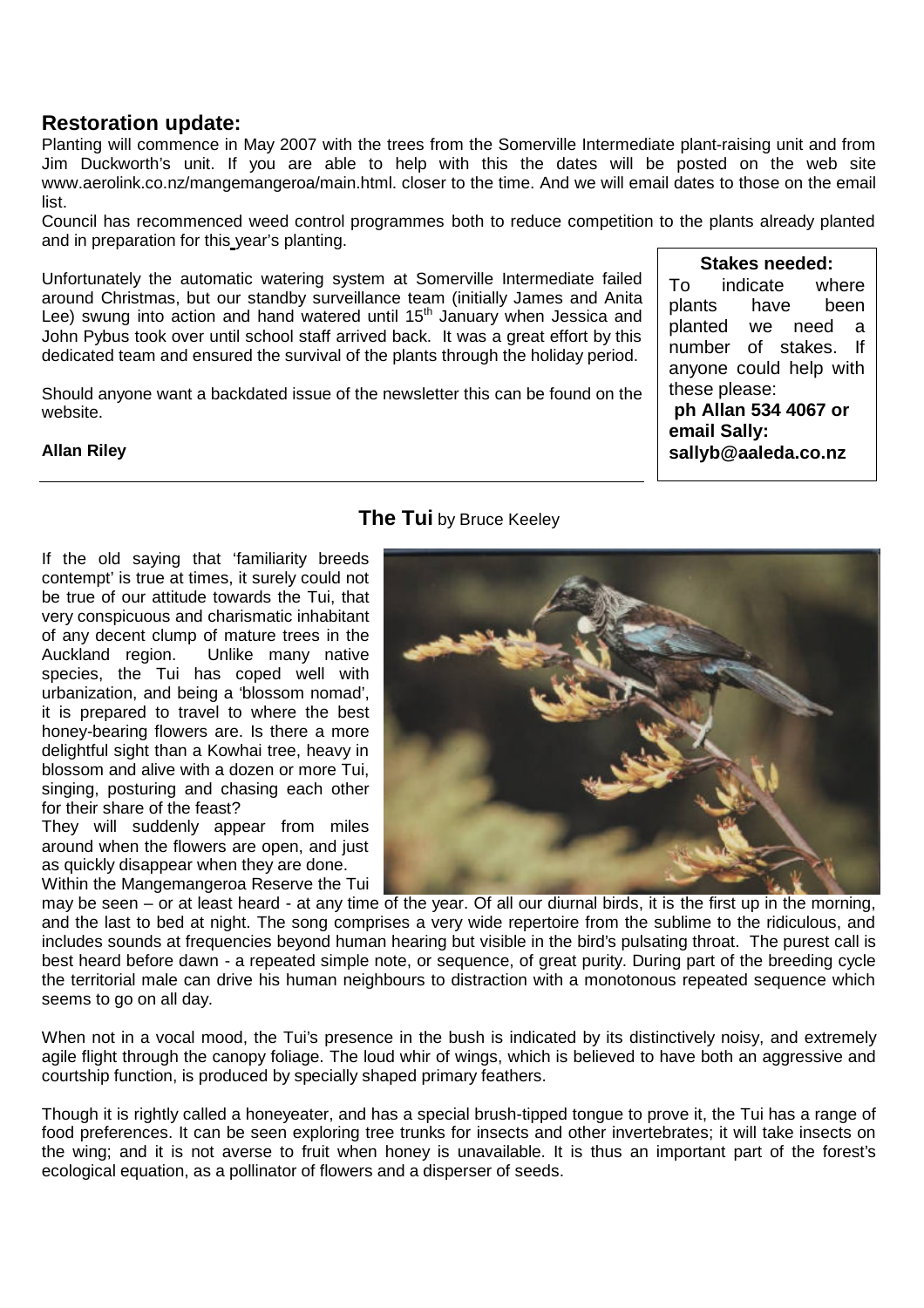## Restoration update:

Planting will commence in May 2007 with the trees from the Somerville Intermediate plant-raising unit and from Jim Duckworth's unit. If you are able to help with this the dates will be posted on the web site www.aerolink.co.nz/mangemangeroa/main.html. closer to the time. And we will email dates to those on the email list.

Council has recommenced weed control programmes both to reduce competition to the plants already planted and in preparation for this year's planting.

Unfortunately the automatic watering system at Somerville Intermediate failed around Christmas, but our standby surveillance team (initially James and Anita Lee) swung into action and hand watered until 15th January when Jessica and John Pybus took over until school staff arrived back. It was a great effort by this dedicated team and ensured the survival of the plants through the holiday period.

Should anyone want a backdated issue of the newsletter this can be found on the website.

**Allan Riley**

**Stakes needed:**

To indicate where plants have been planted we need a number of stakes. If anyone could help with these please:
**ph Allan 534 4067 or email Sally: sallyb@aaleda.co.nz**

## The Tui by Bruce Keeley

If the old saying that 'familiarity breeds contempt' is true at times, it surely could not be true of our attitude towards the Tui, that very conspicuous and charismatic inhabitant of any decent clump of mature trees in the Auckland region. Unlike many native species, the Tui has coped well with urbanization, and being a 'blossom nomad', it is prepared to travel to where the best honey-bearing flowers are. Is there a more delightful sight than a Kowhai tree, heavy in blossom and alive with a dozen or more Tui, singing, posturing and chasing each other for their share of the feast?

They will suddenly appear from miles around when the flowers are open, and just as quickly disappear when they are done.

Within the Mangemangeroa Reserve the Tui may be seen – or at least heard - at any time of the year. Of all our diurnal birds, it is the first up in the morning, and the last to bed at night. The song comprises a very wide repertoire from the sublime to the ridiculous, and includes sounds at frequencies beyond human hearing but visible in the bird's pulsating throat. The purest call is best heard before dawn - a repeated simple note, or sequence, of great purity. During part of the breeding cycle the territorial male can drive his human neighbours to distraction with a monotonous repeated sequence which seems to go on all day.

When not in a vocal mood, the Tui's presence in the bush is indicated by its distinctively noisy, and extremely agile flight through the canopy foliage. The loud whir of wings, which is believed to have both an aggressive and courtship function, is produced by specially shaped primary feathers.

Though it is rightly called a honeyeater, and has a special brush-tipped tongue to prove it, the Tui has a range of food preferences. It can be seen exploring tree trunks for insects and other invertebrates; it will take insects on the wing; and it is not averse to fruit when honey is unavailable. It is thus an important part of the forest's ecological equation, as a pollinator of flowers and a disperser of seeds.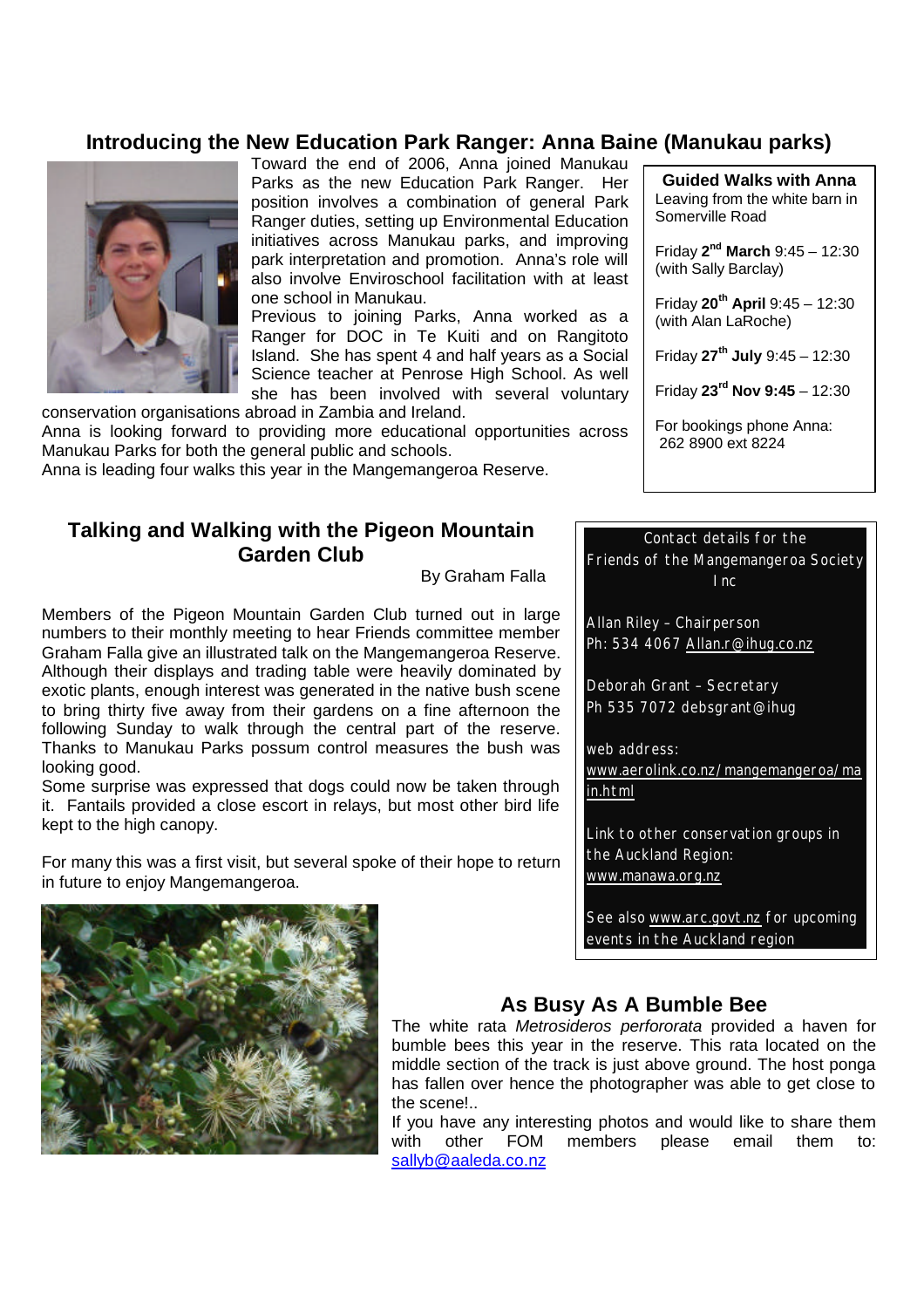## Introducing the New Education Park Ranger: Anna Baine (Manukau parks)

Toward the end of 2006, Anna joined Manukau Parks as the new Education Park Ranger. Her position involves a combination of general Park Ranger duties, setting up Environmental Education initiatives across Manukau parks, and improving park interpretation and promotion. Anna's role will also involve Enviroschool facilitation with at least one school in Manukau.

Previous to joining Parks, Anna worked as a Ranger for DOC in Te Kuiti and on Rangitoto Island. She has spent 4 and half years as a Social Science teacher at Penrose High School. As well she has been involved with several voluntary conservation organisations abroad in Zambia and Ireland.

Anna is looking forward to providing more educational opportunities across Manukau Parks for both the general public and schools.

Anna is leading four walks this year in the Mangemangeroa Reserve.

**Guided Walks with Anna**

Leaving from the white barn in Somerville Road

Friday **2nd March** 9:45 – 12:30 (with Sally Barclay)

Friday **20th April** 9:45 – 12:30 (with Alan LaRoche)

Friday **27th July** 9:45 – 12:30

Friday **23rd Nov 9:45** – 12:30

For bookings phone Anna: 262 8900 ext 8224

## Talking and Walking with the Pigeon Mountain Garden Club

By Graham Falla

Members of the Pigeon Mountain Garden Club turned out in large numbers to their monthly meeting to hear Friends committee member Graham Falla give an illustrated talk on the Mangemangeroa Reserve. Although their displays and trading table were heavily dominated by exotic plants, enough interest was generated in the native bush scene to bring thirty five away from their gardens on a fine afternoon the following Sunday to walk through the central part of the reserve. Thanks to Manukau Parks possum control measures the bush was looking good.

Some surprise was expressed that dogs could now be taken through it. Fantails provided a close escort in relays, but most other bird life kept to the high canopy.

For many this was a first visit, but several spoke of their hope to return in future to enjoy Mangemangeroa.

Contact details for the Friends of the Mangemangeroa Society Inc

Allan Riley – Chairperson
Ph: 534 4067 Allan.r@ihug.co.nz

Deborah Grant – Secretary
Ph 535 7072 debsgrant@ihug

web address:
www.aerolink.co.nz/mangemangeroa/main.html

Link to other conservation groups in the Auckland Region:
www.manawa.org.nz

See also www.arc.govt.nz for upcoming events in the Auckland region

## As Busy As A Bumble Bee

The white rata *Metrosideros perfororata* provided a haven for bumble bees this year in the reserve. This rata located on the middle section of the track is just above ground. The host ponga has fallen over hence the photographer was able to get close to the scene!..

If you have any interesting photos and would like to share them with other FOM members please email them to: sallyb@aaleda.co.nz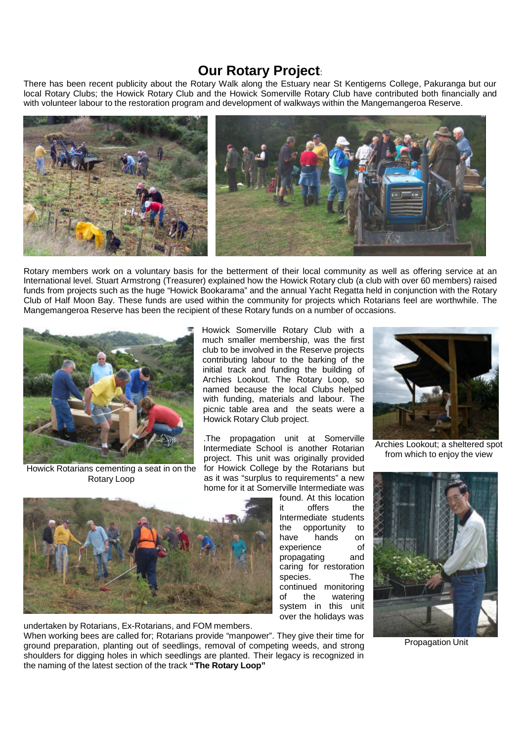# Our Rotary Project:

There has been recent publicity about the Rotary Walk along the Estuary near St Kentigerns College, Pakuranga but our local Rotary Clubs; the Howick Rotary Club and the Howick Somerville Rotary Club have contributed both financially and with volunteer labour to the restoration program and development of walkways within the Mangemangeroa Reserve.

Rotary members work on a voluntary basis for the betterment of their local community as well as offering service at an International level. Stuart Armstrong (Treasurer) explained how the Howick Rotary club (a club with over 60 members) raised funds from projects such as the huge "Howick Bookarama" and the annual Yacht Regatta held in conjunction with the Rotary Club of Half Moon Bay. These funds are used within the community for projects which Rotarians feel are worthwhile. The Mangemangeroa Reserve has been the recipient of these Rotary funds on a number of occasions.

Howick Rotarians cementing a seat in on the Rotary Loop

Howick Somerville Rotary Club with a much smaller membership, was the first club to be involved in the Reserve projects contributing labour to the barking of the initial track and funding the building of Archies Lookout. The Rotary Loop, so named because the local Clubs helped with funding, materials and labour. The picnic table area and the seats were a Howick Rotary Club project.

Archies Lookout; a sheltered spot from which to enjoy the view

.The propagation unit at Somerville Intermediate School is another Rotarian project. This unit was originally provided for Howick College by the Rotarians but as it was "surplus to requirements" a new home for it at Somerville Intermediate was found. At this location it offers the Intermediate students the opportunity to have hands on experience of propagating and caring for restoration species. The continued monitoring of the watering system in this unit over the holidays was undertaken by Rotarians, Ex-Rotarians, and FOM members.

When working bees are called for; Rotarians provide "manpower". They give their time for ground preparation, planting out of seedlings, removal of competing weeds, and strong shoulders for digging holes in which seedlings are planted. Their legacy is recognized in the naming of the latest section of the track **"The Rotary Loop"**

Propagation Unit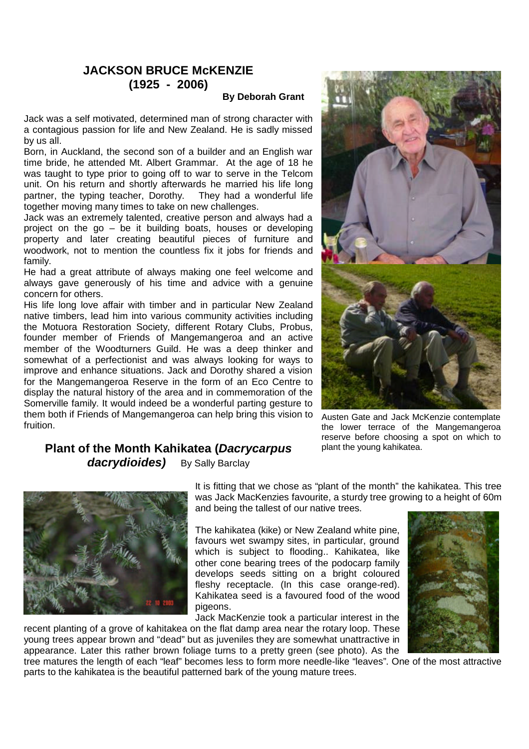## JACKSON BRUCE McKENZIE (1925 - 2006)

**By Deborah Grant**

Jack was a self motivated, determined man of strong character with a contagious passion for life and New Zealand. He is sadly missed by us all.

Born, in Auckland, the second son of a builder and an English war time bride, he attended Mt. Albert Grammar. At the age of 18 he was taught to type prior to going off to war to serve in the Telcom unit. On his return and shortly afterwards he married his life long partner, the typing teacher, Dorothy. They had a wonderful life together moving many times to take on new challenges.

Jack was an extremely talented, creative person and always had a project on the go – be it building boats, houses or developing property and later creating beautiful pieces of furniture and woodwork, not to mention the countless fix it jobs for friends and family.

He had a great attribute of always making one feel welcome and always gave generously of his time and advice with a genuine concern for others.

His life long love affair with timber and in particular New Zealand native timbers, lead him into various community activities including the Motuora Restoration Society, different Rotary Clubs, Probus, founder member of Friends of Mangemangeroa and an active member of the Woodturners Guild. He was a deep thinker and somewhat of a perfectionist and was always looking for ways to improve and enhance situations. Jack and Dorothy shared a vision for the Mangemangeroa Reserve in the form of an Eco Centre to display the natural history of the area and in commemoration of the Somerville family. It would indeed be a wonderful parting gesture to them both if Friends of Mangemangeroa can help bring this vision to fruition.

Austen Gate and Jack McKenzie contemplate the lower terrace of the Mangemangeroa reserve before choosing a spot on which to plant the young kahikatea.

## Plant of the Month Kahikatea (*Dacrycarpus dacrydioides*) By Sally Barclay

It is fitting that we chose as "plant of the month" the kahikatea. This tree was Jack MacKenzies favourite, a sturdy tree growing to a height of 60m and being the tallest of our native trees.

The kahikatea (kike) or New Zealand white pine, favours wet swampy sites, in particular, ground which is subject to flooding.. Kahikatea, like other cone bearing trees of the podocarp family develops seeds sitting on a bright coloured fleshy receptacle. (In this case orange-red). Kahikatea seed is a favoured food of the wood pigeons.

Jack MacKenzie took a particular interest in the recent planting of a grove of kahitakea on the flat damp area near the rotary loop. These young trees appear brown and "dead" but as juveniles they are somewhat unattractive in appearance. Later this rather brown foliage turns to a pretty green (see photo). As the tree matures the length of each "leaf" becomes less to form more needle-like "leaves". One of the most attractive parts to the kahikatea is the beautiful patterned bark of the young mature trees.